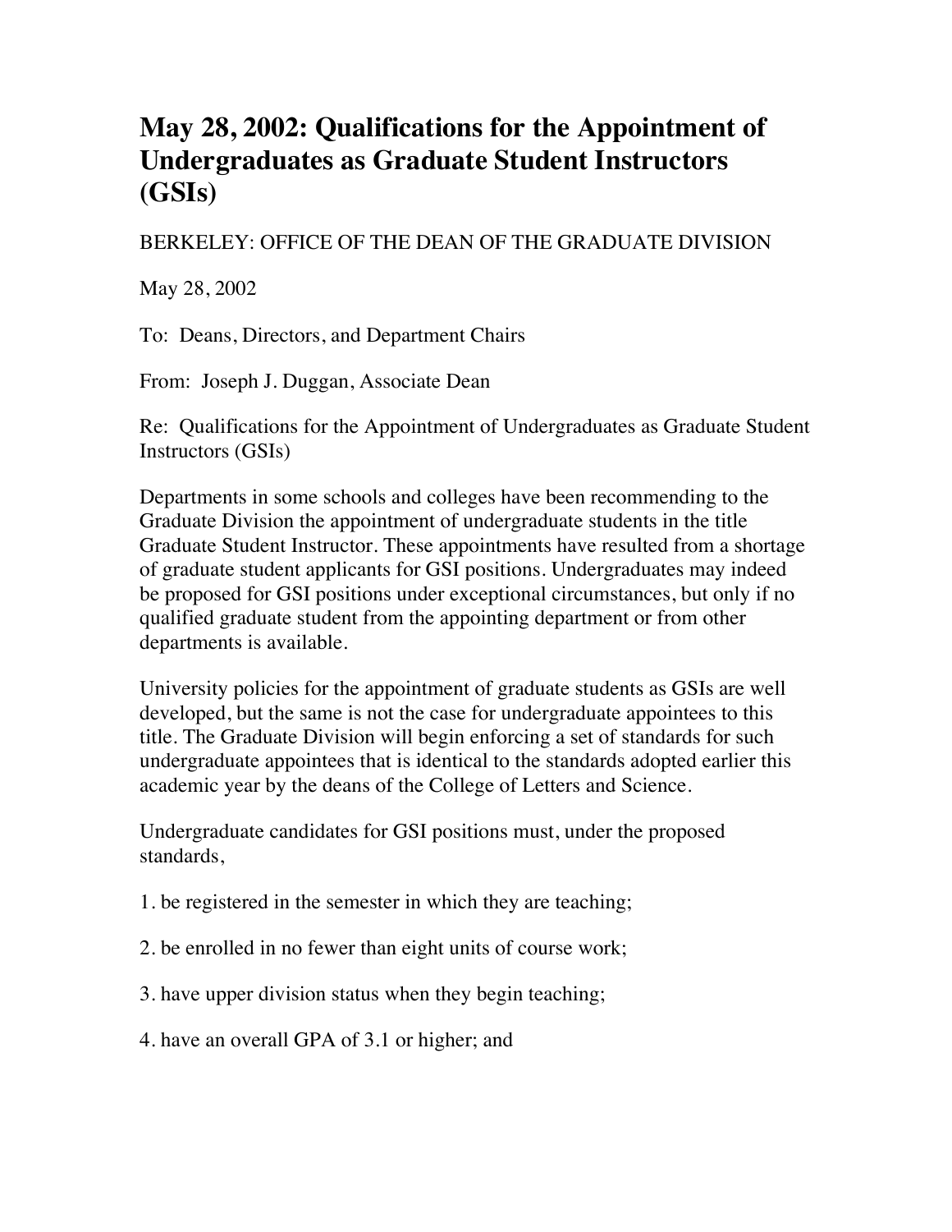# May 28, 2002: Qualifications for the Appointment of Undergraduates as Graduate Student Instructors (GSIs)

BERKELEY: OFFICE OF THE DEAN OF THE GRADUATE DIVISION

May 28, 2002

To: Deans, Directors, and Department Chairs

From: Joseph J. Duggan, Associate Dean

Re: Qualifications for the Appointment of Undergraduates as Graduate Student Instructors (GSIs)

Departments in some schools and colleges have been recommending to the Graduate Division the appointment of undergraduate students in the title Graduate Student Instructor. These appointments have resulted from a shortage of graduate student applicants for GSI positions. Undergraduates may indeed be proposed for GSI positions under exceptional circumstances, but only if no qualified graduate student from the appointing department or from other departments is available.

University policies for the appointment of graduate students as GSIs are well developed, but the same is not the case for undergraduate appointees to this title. The Graduate Division will begin enforcing a set of standards for such undergraduate appointees that is identical to the standards adopted earlier this academic year by the deans of the College of Letters and Science.

Undergraduate candidates for GSI positions must, under the proposed standards,

1. be registered in the semester in which they are teaching;

2. be enrolled in no fewer than eight units of course work;

3. have upper division status when they begin teaching;

4. have an overall GPA of 3.1 or higher; and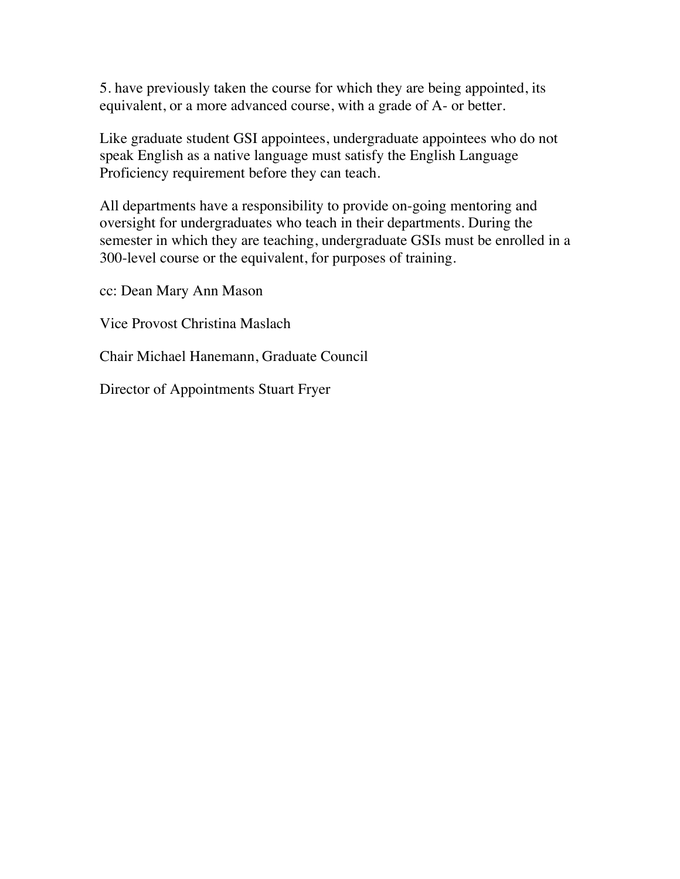5. have previously taken the course for which they are being appointed, its equivalent, or a more advanced course, with a grade of A- or better.

Like graduate student GSI appointees, undergraduate appointees who do not speak English as a native language must satisfy the English Language Proficiency requirement before they can teach.

All departments have a responsibility to provide on-going mentoring and oversight for undergraduates who teach in their departments. During the semester in which they are teaching, undergraduate GSIs must be enrolled in a 300-level course or the equivalent, for purposes of training.

cc: Dean Mary Ann Mason

Vice Provost Christina Maslach

Chair Michael Hanemann, Graduate Council

Director of Appointments Stuart Fryer